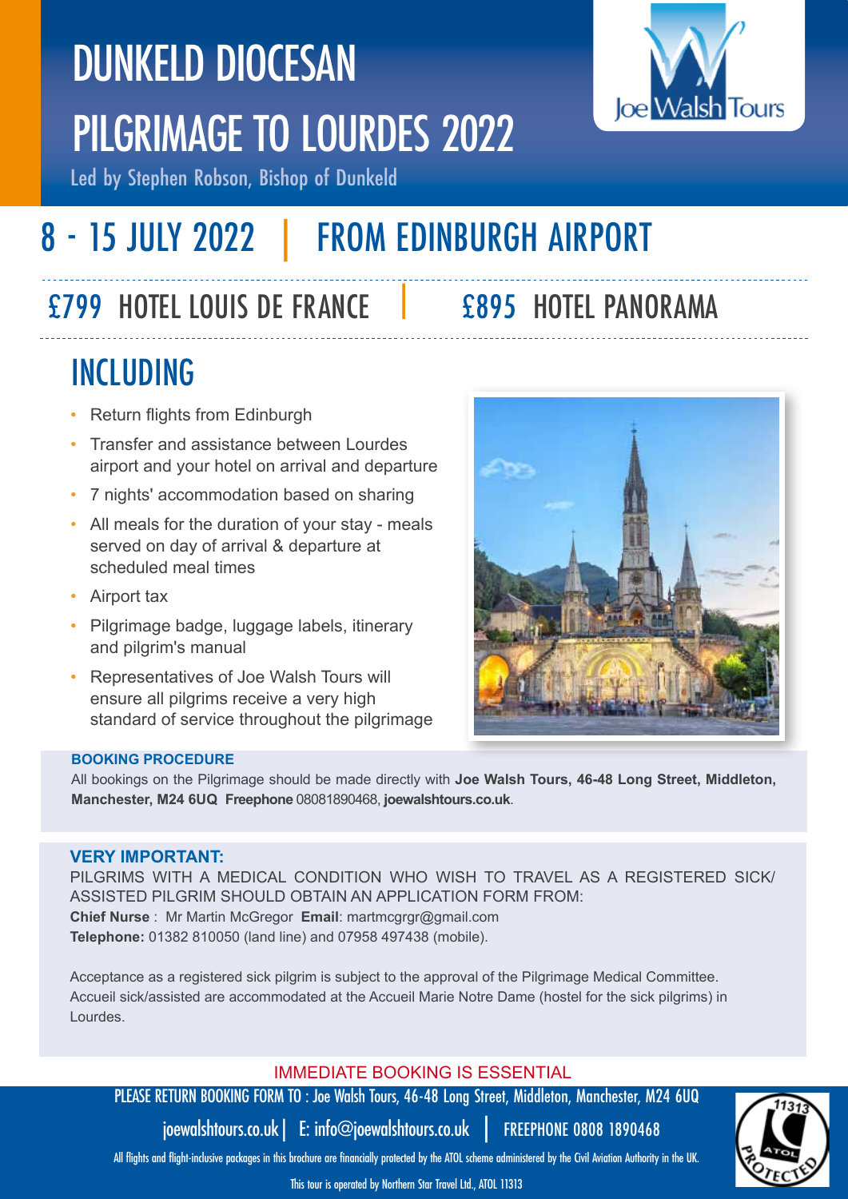# DUNKELD DIOCESAN PILGRIMAGE TO LOURDES 2022

Led by Stephen Robson, Bishop of Dunkeld

Joe Walsh Tours

## 8 - 15 JULY 2022 | FROM EDINBURGH AIRPORT

## £799 HOTEL LOUIS DE FRANCE | £895 HOTEL PANORAMA

## INCLUDING

- Return flights from Edinburgh
- Transfer and assistance between Lourdes airport and your hotel on arrival and departure
- 7 nights' accommodation based on sharing
- All meals for the duration of your stay - meals served on day of arrival & departure at scheduled meal times
- Airport tax
- Pilgrimage badge, luggage labels, itinerary and pilgrim's manual
- Representatives of Joe Walsh Tours will ensure all pilgrims receive a very high standard of service throughout the pilgrimage

**BOOKING PROCEDURE**

All bookings on the Pilgrimage should be made directly with **Joe Walsh Tours, 46-48 Long Street, Middleton, Manchester, M24 6UQ Freephone** 08081890468, **joewalshtours.co.uk**.

**VERY IMPORTANT:**

PILGRIMS WITH A MEDICAL CONDITION WHO WISH TO TRAVEL AS A REGISTERED SICK/ ASSISTED PILGRIM SHOULD OBTAIN AN APPLICATION FORM FROM:

**Chief Nurse** : Mr Martin McGregor **Email**: martmcgrgr@gmail.com

**Telephone:** 01382 810050 (land line) and 07958 497438 (mobile).

Acceptance as a registered sick pilgrim is subject to the approval of the Pilgrimage Medical Committee. Accueil sick/assisted are accommodated at the Accueil Marie Notre Dame (hostel for the sick pilgrims) in Lourdes.

IMMEDIATE BOOKING IS ESSENTIAL

PLEASE RETURN BOOKING FORM TO : Joe Walsh Tours, 46-48 Long Street, Middleton, Manchester, M24 6UQ

joewalshtours.co.uk | E: info@joewalshtours.co.uk | FREEPHONE 0808 1890468

All flights and flight-inclusive packages in this brochure are financially protected by the ATOL scheme administered by the Civil Aviation Authority in the UK.

This tour is operated by Northern Star Travel Ltd., ATOL 11313

11313 ATOL PROTECTED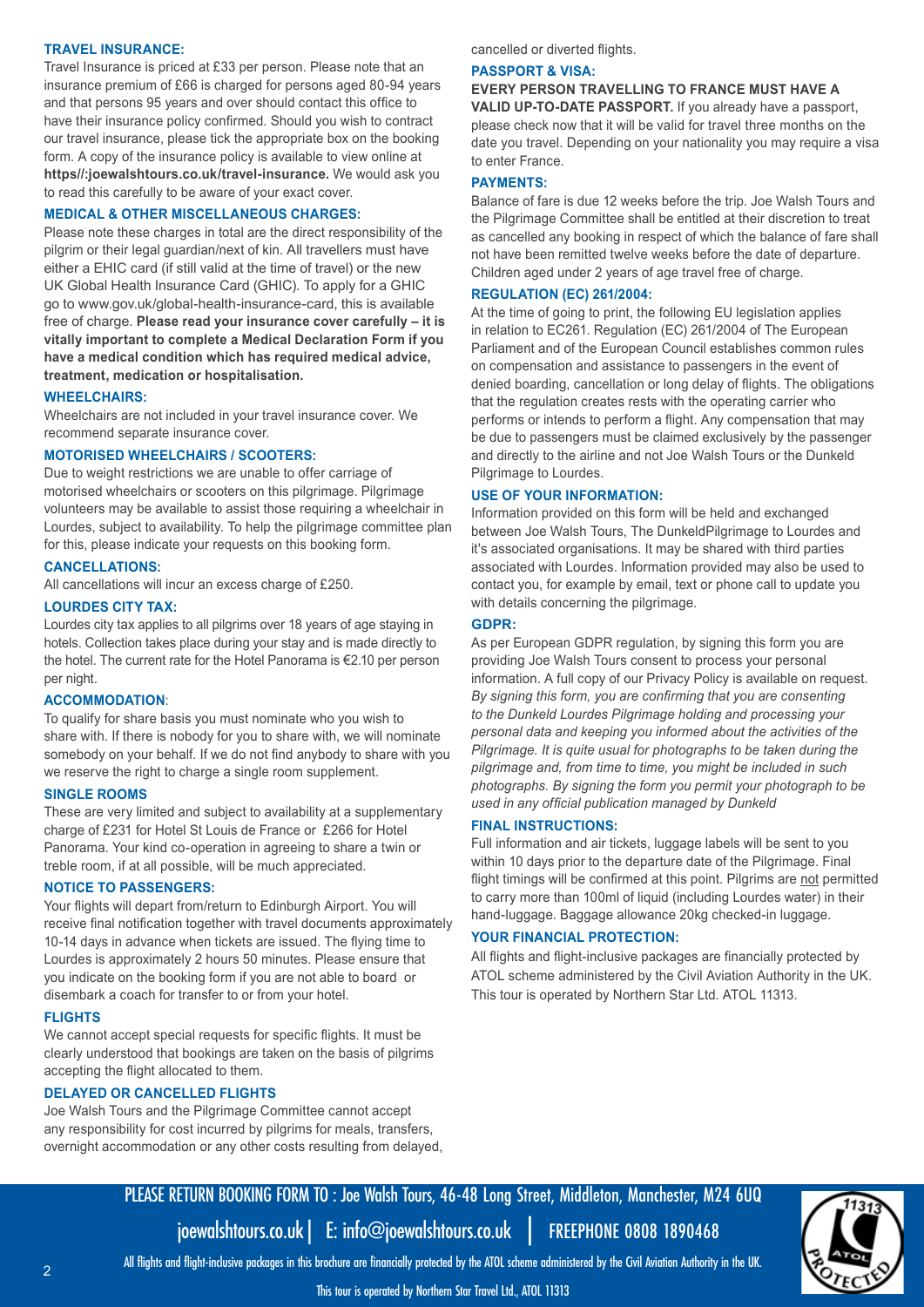### TRAVEL INSURANCE:

Travel Insurance is priced at £33 per person. Please note that an insurance premium of £66 is charged for persons aged 80-94 years and that persons 95 years and over should contact this office to have their insurance policy confirmed. Should you wish to contract our travel insurance, please tick the appropriate box on the booking form. A copy of the insurance policy is available to view online at **https//:joewalshtours.co.uk/travel-insurance.** We would ask you to read this carefully to be aware of your exact cover.

### MEDICAL & OTHER MISCELLANEOUS CHARGES:

Please note these charges in total are the direct responsibility of the pilgrim or their legal guardian/next of kin. All travellers must have either a EHIC card (if still valid at the time of travel) or the new UK Global Health Insurance Card (GHIC). To apply for a GHIC go to www.gov.uk/global-health-insurance-card, this is available free of charge. **Please read your insurance cover carefully – it is vitally important to complete a Medical Declaration Form if you have a medical condition which has required medical advice, treatment, medication or hospitalisation.**

### WHEELCHAIRS:

Wheelchairs are not included in your travel insurance cover. We recommend separate insurance cover.

### MOTORISED WHEELCHAIRS / SCOOTERS:

Due to weight restrictions we are unable to offer carriage of motorised wheelchairs or scooters on this pilgrimage. Pilgrimage volunteers may be available to assist those requiring a wheelchair in Lourdes, subject to availability. To help the pilgrimage committee plan for this, please indicate your requests on this booking form.

### CANCELLATIONS:

All cancellations will incur an excess charge of £250.

### LOURDES CITY TAX:

Lourdes city tax applies to all pilgrims over 18 years of age staying in hotels. Collection takes place during your stay and is made directly to the hotel. The current rate for the Hotel Panorama is €2.10 per person per night.

### ACCOMMODATION:

To qualify for share basis you must nominate who you wish to share with. If there is nobody for you to share with, we will nominate somebody on your behalf. If we do not find anybody to share with you we reserve the right to charge a single room supplement.

### SINGLE ROOMS

These are very limited and subject to availability at a supplementary charge of £231 for Hotel St Louis de France or £266 for Hotel Panorama. Your kind co-operation in agreeing to share a twin or treble room, if at all possible, will be much appreciated.

### NOTICE TO PASSENGERS:

Your flights will depart from/return to Edinburgh Airport. You will receive final notification together with travel documents approximately 10-14 days in advance when tickets are issued. The flying time to Lourdes is approximately 2 hours 50 minutes. Please ensure that you indicate on the booking form if you are not able to board or disembark a coach for transfer to or from your hotel.

### FLIGHTS

We cannot accept special requests for specific flights. It must be clearly understood that bookings are taken on the basis of pilgrims accepting the flight allocated to them.

### DELAYED OR CANCELLED FLIGHTS

Joe Walsh Tours and the Pilgrimage Committee cannot accept any responsibility for cost incurred by pilgrims for meals, transfers, overnight accommodation or any other costs resulting from delayed, cancelled or diverted flights.

### PASSPORT & VISA:

**EVERY PERSON TRAVELLING TO FRANCE MUST HAVE A VALID UP-TO-DATE PASSPORT.** If you already have a passport, please check now that it will be valid for travel three months on the date you travel. Depending on your nationality you may require a visa to enter France.

### PAYMENTS:

Balance of fare is due 12 weeks before the trip. Joe Walsh Tours and the Pilgrimage Committee shall be entitled at their discretion to treat as cancelled any booking in respect of which the balance of fare shall not have been remitted twelve weeks before the date of departure. Children aged under 2 years of age travel free of charge.

### REGULATION (EC) 261/2004:

At the time of going to print, the following EU legislation applies in relation to EC261. Regulation (EC) 261/2004 of The European Parliament and of the European Council establishes common rules on compensation and assistance to passengers in the event of denied boarding, cancellation or long delay of flights. The obligations that the regulation creates rests with the operating carrier who performs or intends to perform a flight. Any compensation that may be due to passengers must be claimed exclusively by the passenger and directly to the airline and not Joe Walsh Tours or the Dunkeld Pilgrimage to Lourdes.

### USE OF YOUR INFORMATION:

Information provided on this form will be held and exchanged between Joe Walsh Tours, The DunkeldPilgrimage to Lourdes and it's associated organisations. It may be shared with third parties associated with Lourdes. Information provided may also be used to contact you, for example by email, text or phone call to update you with details concerning the pilgrimage.

### GDPR:

As per European GDPR regulation, by signing this form you are providing Joe Walsh Tours consent to process your personal information. A full copy of our Privacy Policy is available on request. *By signing this form, you are confirming that you are consenting to the Dunkeld Lourdes Pilgrimage holding and processing your personal data and keeping you informed about the activities of the Pilgrimage. It is quite usual for photographs to be taken during the pilgrimage and, from time to time, you might be included in such photographs. By signing the form you permit your photograph to be used in any official publication managed by Dunkeld*

### FINAL INSTRUCTIONS:

Full information and air tickets, luggage labels will be sent to you within 10 days prior to the departure date of the Pilgrimage. Final flight timings will be confirmed at this point. Pilgrims are <u>not</u> permitted to carry more than 100ml of liquid (including Lourdes water) in their hand-luggage. Baggage allowance 20kg checked-in luggage.

### YOUR FINANCIAL PROTECTION:

All flights and flight-inclusive packages are financially protected by ATOL scheme administered by the Civil Aviation Authority in the UK. This tour is operated by Northern Star Ltd. ATOL 11313.

PLEASE RETURN BOOKING FORM TO : Joe Walsh Tours, 46-48 Long Street, Middleton, Manchester, M24 6UQ

joewalshtours.co.uk | E: info@joewalshtours.co.uk | FREEPHONE 0808 1890468

All flights and flight-inclusive packages in this brochure are financially protected by the ATOL scheme administered by the Civil Aviation Authority in the UK.

This tour is operated by Northern Star Travel Ltd., ATOL 11313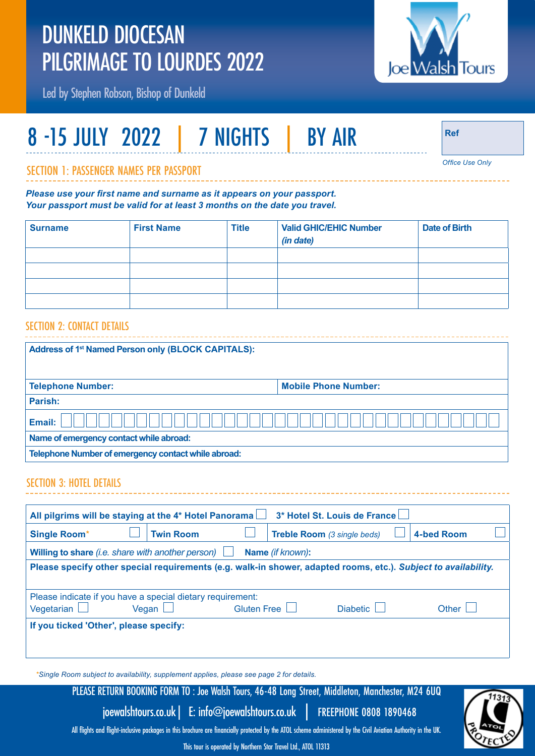# DUNKELD DIOCESAN PILGRIMAGE TO LOURDES 2022

Led by Stephen Robson, Bishop of Dunkeld

Joe Walsh Tours

## 8 -15 JULY 2022 | 7 NIGHTS | BY AIR

**Ref**

*Office Use Only*

### SECTION 1: PASSENGER NAMES PER PASSPORT

***Please use your first name and surname as it appears on your passport.***
***Your passport must be valid for at least 3 months on the date you travel.***

| Surname | First Name | Title | Valid GHIC/EHIC Number *(in date)* | Date of Birth |
|---|---|---|---|---|
| | | | | |
| | | | | |
| | | | | |
| | | | | |

### SECTION 2: CONTACT DETAILS

| | |
|---|---|
| **Address of 1st Named Person only (BLOCK CAPITALS):** | |
| **Telephone Number:** | **Mobile Phone Number:** |
| **Parish:** | |
| **Email:** | |
| **Name of emergency contact while abroad:** | |
| **Telephone Number of emergency contact while abroad:** | |

### SECTION 3: HOTEL DETAILS

**All pilgrims will be staying at the 4\* Hotel Panorama** ☐ **3\* Hotel St. Louis de France** ☐

**Single Room**\* ☐ **Twin Room** ☐ **Treble Room** *(3 single beds)* ☐ **4-bed Room** ☐

**Willing to share** *(i.e. share with another person)* ☐ **Name** *(if known)*:

**Please specify other special requirements (e.g. walk-in shower, adapted rooms, etc.).** ***Subject to availability.***

Please indicate if you have a special dietary requirement:
Vegetarian ☐ Vegan ☐ Gluten Free ☐ Diabetic ☐ Other ☐

**If you ticked 'Other', please specify:**

*\*Single Room subject to availability, supplement applies, please see page 2 for details.*

PLEASE RETURN BOOKING FORM TO : Joe Walsh Tours, 46-48 Long Street, Middleton, Manchester, M24 6UQ

joewalshtours.co.uk | E: info@joewalshtours.co.uk | FREEPHONE 0808 1890468

All flights and flight-inclusive packages in this brochure are financially protected by the ATOL scheme administered by the Civil Aviation Authority in the UK.

This tour is operated by Northern Star Travel Ltd., ATOL 11313

ATOL PROTECTED 11313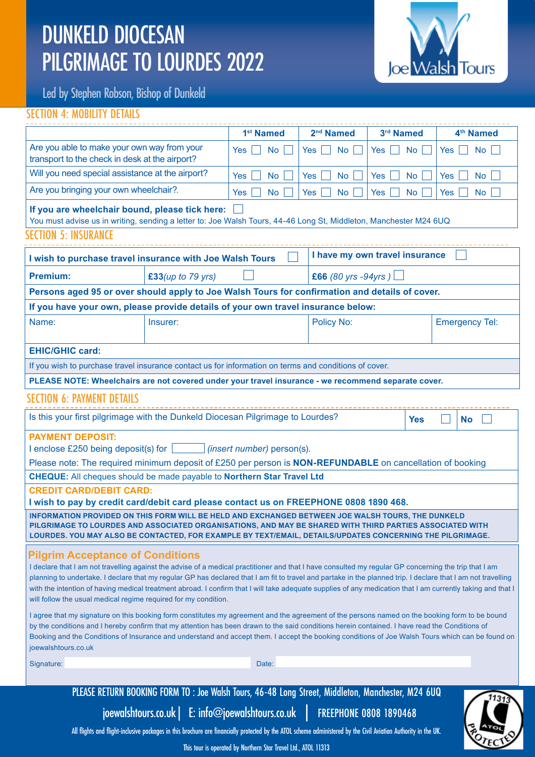# DUNKELD DIOCESAN PILGRIMAGE TO LOURDES 2022

Led by Stephen Robson, Bishop of Dunkeld

## SECTION 4: MOBILITY DETAILS

| | 1st Named | 2nd Named | 3rd Named | 4th Named |
|---|---|---|---|---|
| Are you able to make your own way from your transport to the check in desk at the airport? | Yes ☐ No ☐ | Yes ☐ No ☐ | Yes ☐ No ☐ | Yes ☐ No ☐ |
| Will you need special assistance at the airport? | Yes ☐ No ☐ | Yes ☐ No ☐ | Yes ☐ No ☐ | Yes ☐ No ☐ |
| Are you bringing your own wheelchair?. | Yes ☐ No ☐ | Yes ☐ No ☐ | Yes ☐ No ☐ | Yes ☐ No ☐ |

**If you are wheelchair bound, please tick here:** ☐

You must advise us in writing, sending a letter to: Joe Walsh Tours, 44-46 Long St, Middleton, Manchester M24 6UQ

## SECTION 5: INSURANCE

| | | | |
|---|---|---|---|
| **I wish to purchase travel insurance with Joe Walsh Tours** ☐ | | **I have my own travel insurance** ☐ | |
| **Premium:** | **£33***(up to 79 yrs)* ☐ | **£66** *(80 yrs -94yrs )* ☐ | |
| **Persons aged 95 or over should apply to Joe Walsh Tours for confirmation and details of cover.** | | | |
| **If you have your own, please provide details of your own travel insurance below:** | | | |
| Name: | Insurer: | Policy No: | Emergency Tel: |
| **EHIC/GHIC card:** | | | |
| If you wish to purchase travel insurance contact us for information on terms and conditions of cover. | | | |
| **PLEASE NOTE: Wheelchairs are not covered under your travel insurance - we recommend separate cover.** | | | |

## SECTION 6: PAYMENT DETAILS

Is this your first pilgrimage with the Dunkeld Diocesan Pilgrimage to Lourdes? **Yes** ☐ **No** ☐

**PAYMENT DEPOSIT:**

I enclose £250 being deposit(s) for ______ *(insert number)* person(s).

Please note: The required minimum deposit of £250 per person is **NON-REFUNDABLE** on cancellation of booking

**CHEQUE:** All cheques should be made payable to **Northern Star Travel Ltd**

**CREDIT CARD/DEBIT CARD:**

**I wish to pay by credit card/debit card please contact us on FREEPHONE 0808 1890 468.**

**INFORMATION PROVIDED ON THIS FORM WILL BE HELD AND EXCHANGED BETWEEN JOE WALSH TOURS, THE DUNKELD PILGRIMAGE TO LOURDES AND ASSOCIATED ORGANISATIONS, AND MAY BE SHARED WITH THIRD PARTIES ASSOCIATED WITH LOURDES. YOU MAY ALSO BE CONTACTED, FOR EXAMPLE BY TEXT/EMAIL, DETAILS/UPDATES CONCERNING THE PILGRIMAGE.**

### Pilgrim Acceptance of Conditions

I declare that I am not travelling against the advise of a medical practitioner and that I have consulted my regular GP concerning the trip that I am planning to undertake. I declare that my regular GP has declared that I am fit to travel and partake in the planned trip. I declare that I am not travelling with the intention of having medical treatment abroad. I confirm that I will take adequate supplies of any medication that I am currently taking and that I will follow the usual medical regime required for my condition.

I agree that my signature on this booking form constitutes my agreement and the agreement of the persons named on the booking form to be bound by the conditions and I hereby confirm that my attention has been drawn to the said conditions herein contained. I have read the Conditions of Booking and the Conditions of Insurance and understand and accept them. I accept the booking conditions of Joe Walsh Tours which can be found on joewalshtours.co.uk

Signature: ______________________ Date: ______________________

PLEASE RETURN BOOKING FORM TO : Joe Walsh Tours, 46-48 Long Street, Middleton, Manchester, M24 6UQ

joewalshtours.co.uk | E: info@joewalshtours.co.uk | FREEPHONE 0808 1890468

All flights and flight-inclusive packages in this brochure are financially protected by the ATOL scheme administered by the Civil Aviation Authority in the UK.

This tour is operated by Northern Star Travel Ltd., ATOL 11313